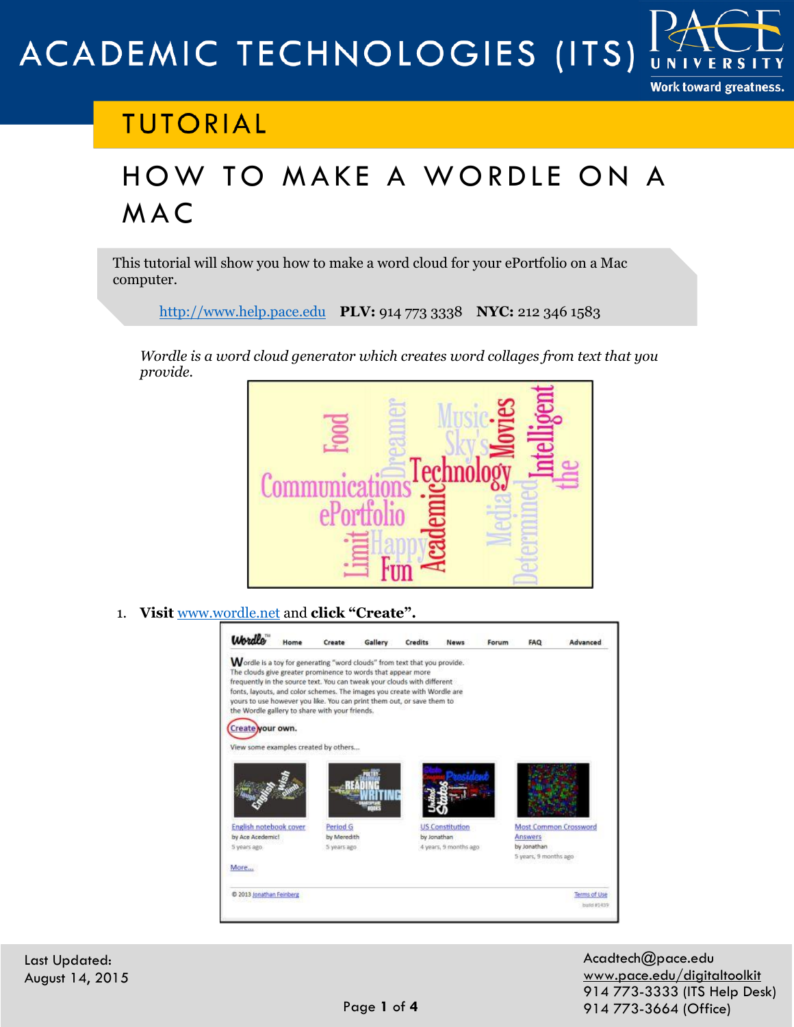# ACADEMIC TECHNOLOGIES (ITS)

## TUTORIAL

# HOW TO MAKE A WORDLE ON A MAC

This tutorial will show you how to make a word cloud for your ePortfolio on a Mac computer.

http://www.help.pace.edu **PLV:** 914 773 3338 **NYC:** 212 346 1583

*Wordle is a word cloud generator which creates word collages from text that you provide.*

1. **Visit** www.wordle.net and **click "Create".**

Last Updated:
August 14, 2015

Acadtech@pace.edu
www.pace.edu/digitaltoolkit
914 773-3333 (ITS Help Desk)
914 773-3664 (Office)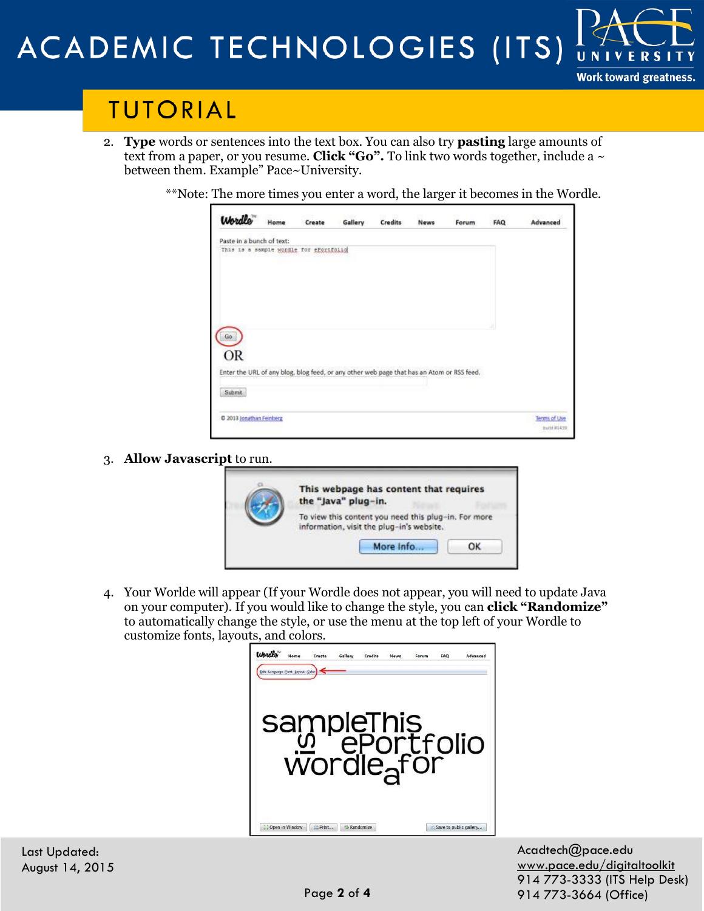2. **Type** words or sentences into the text box. You can also try **pasting** large amounts of text from a paper, or you resume. **Click "Go".** To link two words together, include a ~ between them. Example" Pace~University.

   **Note: The more times you enter a word, the larger it becomes in the Wordle.

3. **Allow Javascript** to run.

4. Your Worlde will appear (If your Wordle does not appear, you will need to update Java on your computer). If you would like to change the style, you can **click "Randomize"** to automatically change the style, or use the menu at the top left of your Wordle to customize fonts, layouts, and colors.

Last Updated:
August 14, 2015

Acadtech@pace.edu
www.pace.edu/digitaltoolkit
914 773-3333 (ITS Help Desk)
914 773-3664 (Office)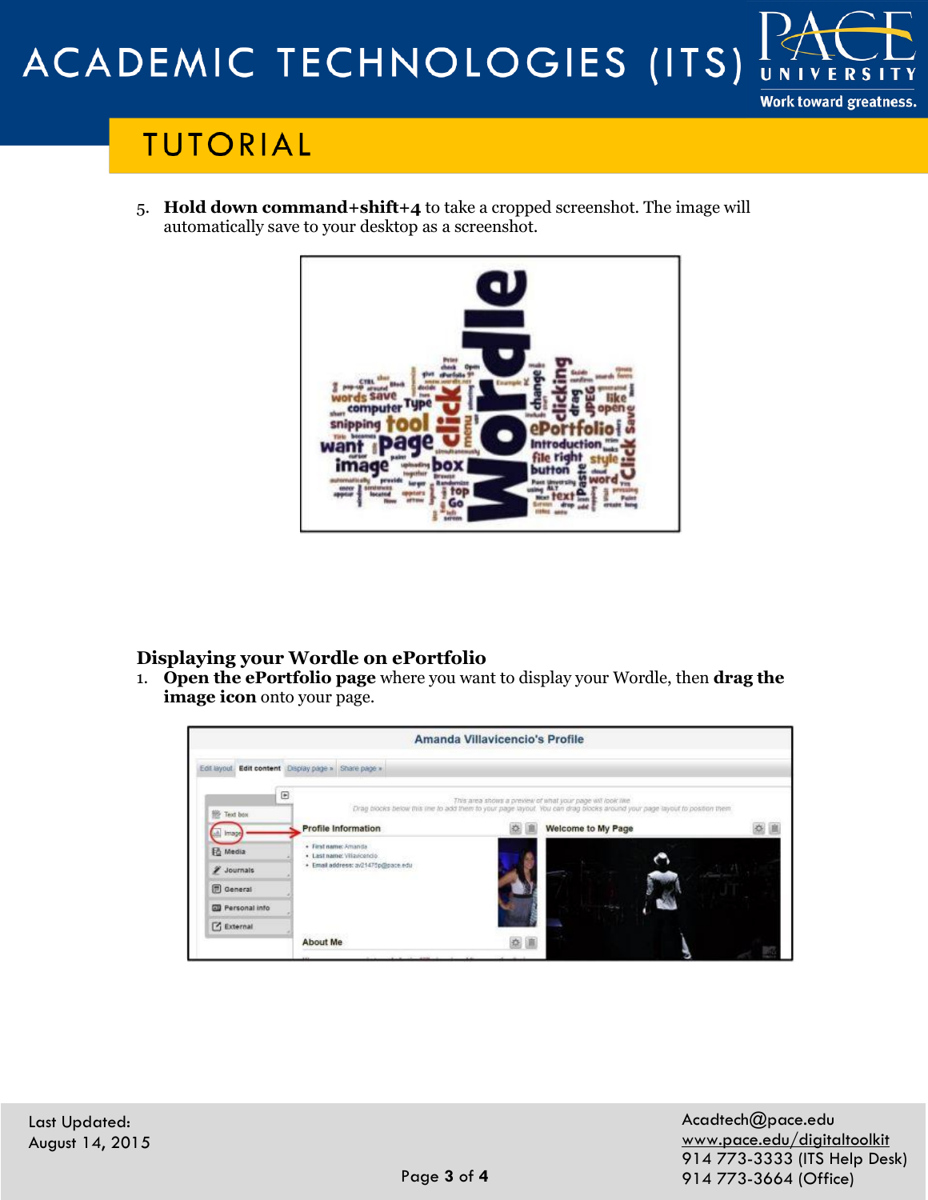5. **Hold down command+shift+4** to take a cropped screenshot. The image will automatically save to your desktop as a screenshot.

## Displaying your Wordle on ePortfolio

1. **Open the ePortfolio page** where you want to display your Wordle, then **drag the image icon** onto your page.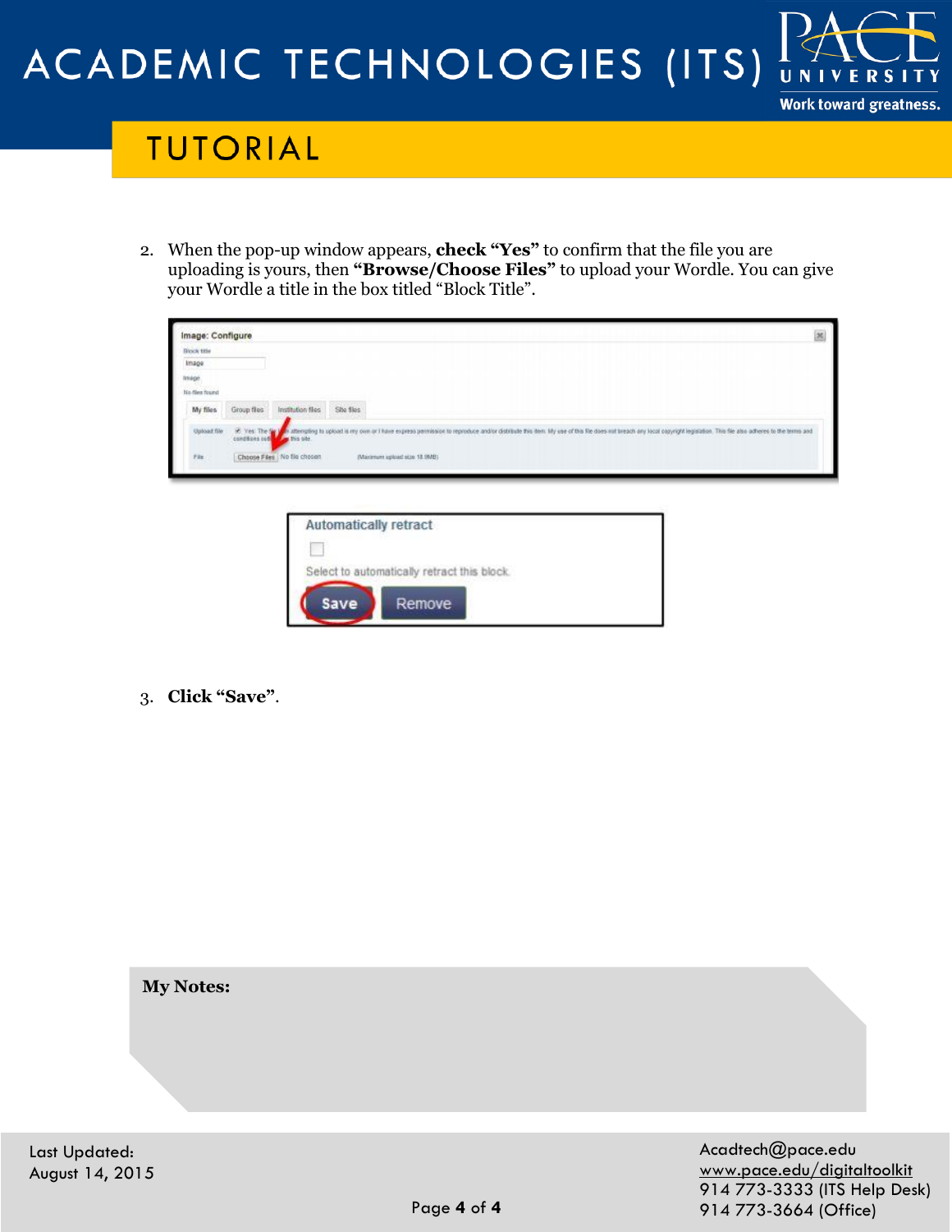2. When the pop-up window appears, **check "Yes"** to confirm that the file you are uploading is yours, then **"Browse/Choose Files"** to upload your Wordle. You can give your Wordle a title in the box titled "Block Title".

3. **Click "Save"**.

**My Notes:**